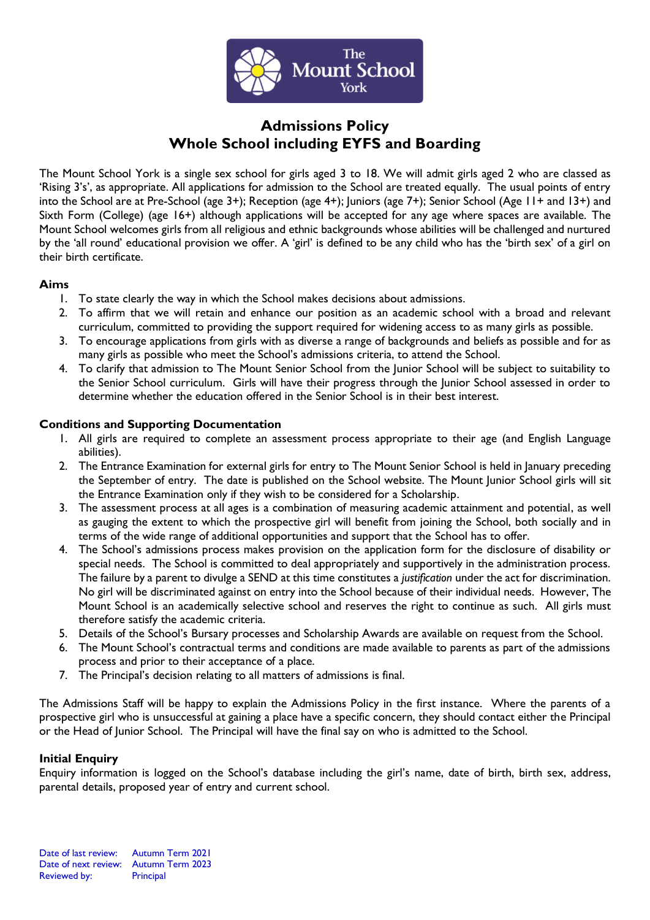# Admissions Policy
## Whole School including EYFS and Boarding

The Mount School York is a single sex school for girls aged 3 to 18. We will admit girls aged 2 who are classed as 'Rising 3's', as appropriate. All applications for admission to the School are treated equally. The usual points of entry into the School are at Pre-School (age 3+); Reception (age 4+); Juniors (age 7+); Senior School (Age 11+ and 13+) and Sixth Form (College) (age 16+) although applications will be accepted for any age where spaces are available. The Mount School welcomes girls from all religious and ethnic backgrounds whose abilities will be challenged and nurtured by the 'all round' educational provision we offer. A 'girl' is defined to be any child who has the 'birth sex' of a girl on their birth certificate.

### Aims

1. To state clearly the way in which the School makes decisions about admissions.
2. To affirm that we will retain and enhance our position as an academic school with a broad and relevant curriculum, committed to providing the support required for widening access to as many girls as possible.
3. To encourage applications from girls with as diverse a range of backgrounds and beliefs as possible and for as many girls as possible who meet the School's admissions criteria, to attend the School.
4. To clarify that admission to The Mount Senior School from the Junior School will be subject to suitability to the Senior School curriculum. Girls will have their progress through the Junior School assessed in order to determine whether the education offered in the Senior School is in their best interest.

### Conditions and Supporting Documentation

1. All girls are required to complete an assessment process appropriate to their age (and English Language abilities).
2. The Entrance Examination for external girls for entry to The Mount Senior School is held in January preceding the September of entry. The date is published on the School website. The Mount Junior School girls will sit the Entrance Examination only if they wish to be considered for a Scholarship.
3. The assessment process at all ages is a combination of measuring academic attainment and potential, as well as gauging the extent to which the prospective girl will benefit from joining the School, both socially and in terms of the wide range of additional opportunities and support that the School has to offer.
4. The School's admissions process makes provision on the application form for the disclosure of disability or special needs. The School is committed to deal appropriately and supportively in the administration process. The failure by a parent to divulge a SEND at this time constitutes a *justification* under the act for discrimination. No girl will be discriminated against on entry into the School because of their individual needs. However, The Mount School is an academically selective school and reserves the right to continue as such. All girls must therefore satisfy the academic criteria.
5. Details of the School's Bursary processes and Scholarship Awards are available on request from the School.
6. The Mount School's contractual terms and conditions are made available to parents as part of the admissions process and prior to their acceptance of a place.
7. The Principal's decision relating to all matters of admissions is final.

The Admissions Staff will be happy to explain the Admissions Policy in the first instance. Where the parents of a prospective girl who is unsuccessful at gaining a place have a specific concern, they should contact either the Principal or the Head of Junior School. The Principal will have the final say on who is admitted to the School.

### Initial Enquiry

Enquiry information is logged on the School's database including the girl's name, date of birth, birth sex, address, parental details, proposed year of entry and current school.

Date of last review: Autumn Term 2021
Date of next review: Autumn Term 2023
Reviewed by: Principal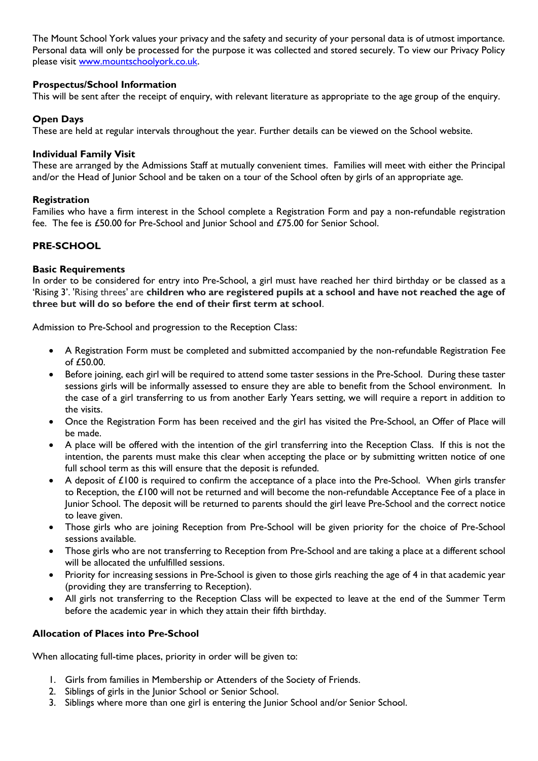The Mount School York values your privacy and the safety and security of your personal data is of utmost importance. Personal data will only be processed for the purpose it was collected and stored securely. To view our Privacy Policy please visit [www.mountschoolyork.co.uk](http://www.mountschoolyork.co.uk).

### Prospectus/School Information

This will be sent after the receipt of enquiry, with relevant literature as appropriate to the age group of the enquiry.

### Open Days

These are held at regular intervals throughout the year. Further details can be viewed on the School website.

### Individual Family Visit

These are arranged by the Admissions Staff at mutually convenient times. Families will meet with either the Principal and/or the Head of Junior School and be taken on a tour of the School often by girls of an appropriate age.

### Registration

Families who have a firm interest in the School complete a Registration Form and pay a non-refundable registration fee. The fee is £50.00 for Pre-School and Junior School and £75.00 for Senior School.

## PRE-SCHOOL

### Basic Requirements

In order to be considered for entry into Pre-School, a girl must have reached her third birthday or be classed as a 'Rising 3'. 'Rising threes' are **children who are registered pupils at a school and have not reached the age of three but will do so before the end of their first term at school**.

Admission to Pre-School and progression to the Reception Class:

- A Registration Form must be completed and submitted accompanied by the non-refundable Registration Fee of £50.00.
- Before joining, each girl will be required to attend some taster sessions in the Pre-School. During these taster sessions girls will be informally assessed to ensure they are able to benefit from the School environment. In the case of a girl transferring to us from another Early Years setting, we will require a report in addition to the visits.
- Once the Registration Form has been received and the girl has visited the Pre-School, an Offer of Place will be made.
- A place will be offered with the intention of the girl transferring into the Reception Class. If this is not the intention, the parents must make this clear when accepting the place or by submitting written notice of one full school term as this will ensure that the deposit is refunded.
- A deposit of £100 is required to confirm the acceptance of a place into the Pre-School. When girls transfer to Reception, the £100 will not be returned and will become the non-refundable Acceptance Fee of a place in Junior School. The deposit will be returned to parents should the girl leave Pre-School and the correct notice to leave given.
- Those girls who are joining Reception from Pre-School will be given priority for the choice of Pre-School sessions available.
- Those girls who are not transferring to Reception from Pre-School and are taking a place at a different school will be allocated the unfulfilled sessions.
- Priority for increasing sessions in Pre-School is given to those girls reaching the age of 4 in that academic year (providing they are transferring to Reception).
- All girls not transferring to the Reception Class will be expected to leave at the end of the Summer Term before the academic year in which they attain their fifth birthday.

### Allocation of Places into Pre-School

When allocating full-time places, priority in order will be given to:

1. Girls from families in Membership or Attenders of the Society of Friends.
2. Siblings of girls in the Junior School or Senior School.
3. Siblings where more than one girl is entering the Junior School and/or Senior School.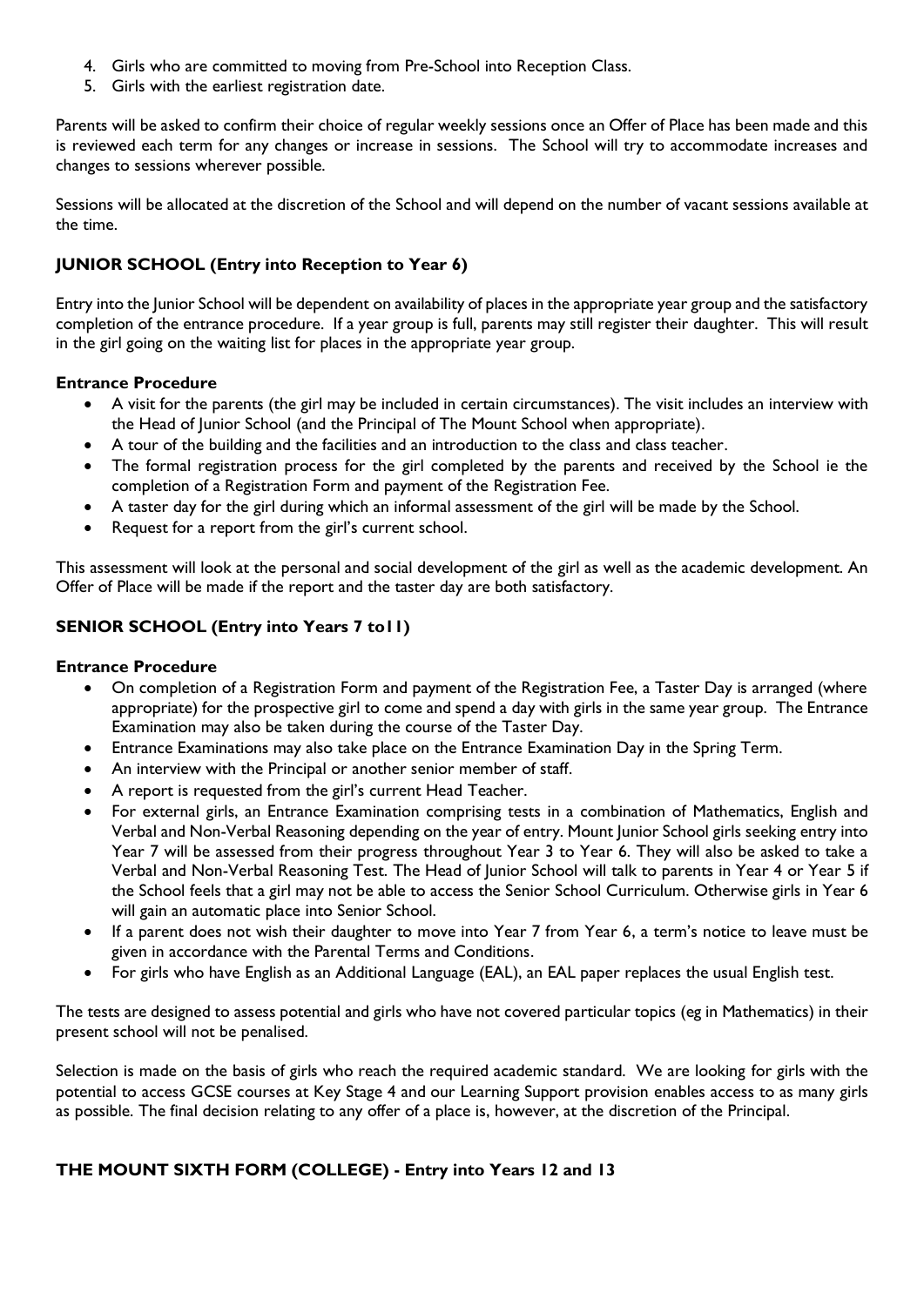4. Girls who are committed to moving from Pre-School into Reception Class.
5. Girls with the earliest registration date.

Parents will be asked to confirm their choice of regular weekly sessions once an Offer of Place has been made and this is reviewed each term for any changes or increase in sessions. The School will try to accommodate increases and changes to sessions wherever possible.

Sessions will be allocated at the discretion of the School and will depend on the number of vacant sessions available at the time.

### JUNIOR SCHOOL (Entry into Reception to Year 6)

Entry into the Junior School will be dependent on availability of places in the appropriate year group and the satisfactory completion of the entrance procedure. If a year group is full, parents may still register their daughter. This will result in the girl going on the waiting list for places in the appropriate year group.

#### Entrance Procedure

- A visit for the parents (the girl may be included in certain circumstances). The visit includes an interview with the Head of Junior School (and the Principal of The Mount School when appropriate).
- A tour of the building and the facilities and an introduction to the class and class teacher.
- The formal registration process for the girl completed by the parents and received by the School ie the completion of a Registration Form and payment of the Registration Fee.
- A taster day for the girl during which an informal assessment of the girl will be made by the School.
- Request for a report from the girl's current school.

This assessment will look at the personal and social development of the girl as well as the academic development. An Offer of Place will be made if the report and the taster day are both satisfactory.

### SENIOR SCHOOL (Entry into Years 7 to11)

#### Entrance Procedure

- On completion of a Registration Form and payment of the Registration Fee, a Taster Day is arranged (where appropriate) for the prospective girl to come and spend a day with girls in the same year group. The Entrance Examination may also be taken during the course of the Taster Day.
- Entrance Examinations may also take place on the Entrance Examination Day in the Spring Term.
- An interview with the Principal or another senior member of staff.
- A report is requested from the girl's current Head Teacher.
- For external girls, an Entrance Examination comprising tests in a combination of Mathematics, English and Verbal and Non-Verbal Reasoning depending on the year of entry. Mount Junior School girls seeking entry into Year 7 will be assessed from their progress throughout Year 3 to Year 6. They will also be asked to take a Verbal and Non-Verbal Reasoning Test. The Head of Junior School will talk to parents in Year 4 or Year 5 if the School feels that a girl may not be able to access the Senior School Curriculum. Otherwise girls in Year 6 will gain an automatic place into Senior School.
- If a parent does not wish their daughter to move into Year 7 from Year 6, a term's notice to leave must be given in accordance with the Parental Terms and Conditions.
- For girls who have English as an Additional Language (EAL), an EAL paper replaces the usual English test.

The tests are designed to assess potential and girls who have not covered particular topics (eg in Mathematics) in their present school will not be penalised.

Selection is made on the basis of girls who reach the required academic standard. We are looking for girls with the potential to access GCSE courses at Key Stage 4 and our Learning Support provision enables access to as many girls as possible. The final decision relating to any offer of a place is, however, at the discretion of the Principal.

### THE MOUNT SIXTH FORM (COLLEGE) - Entry into Years 12 and 13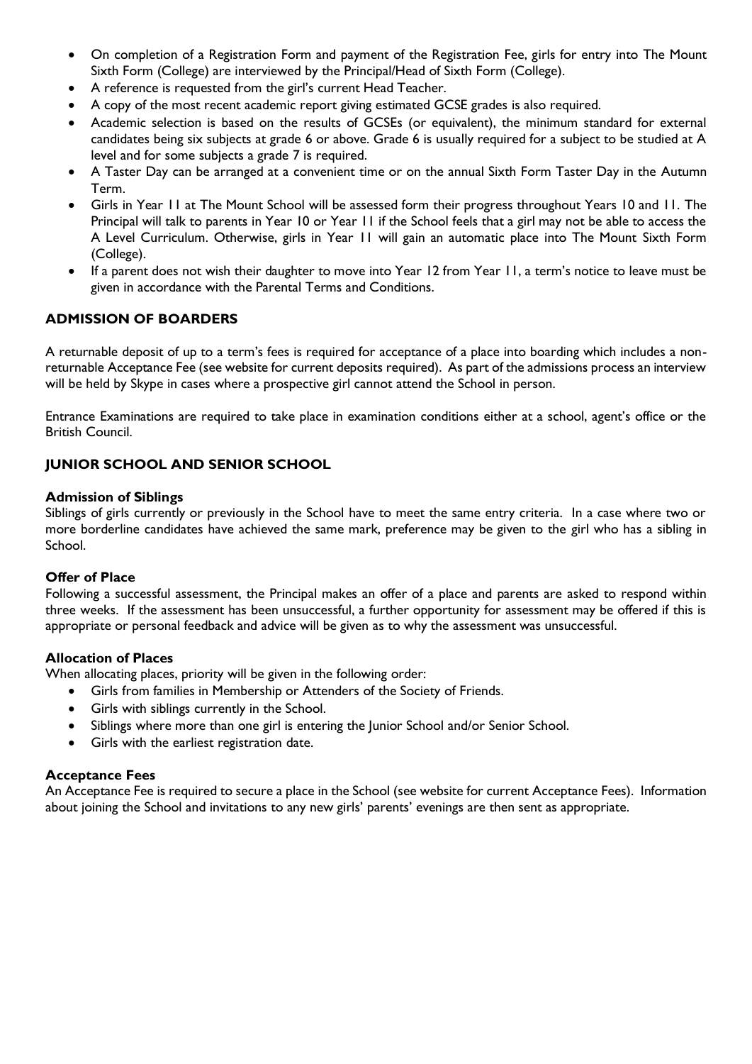- On completion of a Registration Form and payment of the Registration Fee, girls for entry into The Mount Sixth Form (College) are interviewed by the Principal/Head of Sixth Form (College).
- A reference is requested from the girl's current Head Teacher.
- A copy of the most recent academic report giving estimated GCSE grades is also required.
- Academic selection is based on the results of GCSEs (or equivalent), the minimum standard for external candidates being six subjects at grade 6 or above. Grade 6 is usually required for a subject to be studied at A level and for some subjects a grade 7 is required.
- A Taster Day can be arranged at a convenient time or on the annual Sixth Form Taster Day in the Autumn Term.
- Girls in Year 11 at The Mount School will be assessed form their progress throughout Years 10 and 11. The Principal will talk to parents in Year 10 or Year 11 if the School feels that a girl may not be able to access the A Level Curriculum. Otherwise, girls in Year 11 will gain an automatic place into The Mount Sixth Form (College).
- If a parent does not wish their daughter to move into Year 12 from Year 11, a term's notice to leave must be given in accordance with the Parental Terms and Conditions.

## ADMISSION OF BOARDERS

A returnable deposit of up to a term's fees is required for acceptance of a place into boarding which includes a non-returnable Acceptance Fee (see website for current deposits required). As part of the admissions process an interview will be held by Skype in cases where a prospective girl cannot attend the School in person.

Entrance Examinations are required to take place in examination conditions either at a school, agent's office or the British Council.

## JUNIOR SCHOOL AND SENIOR SCHOOL

### Admission of Siblings

Siblings of girls currently or previously in the School have to meet the same entry criteria. In a case where two or more borderline candidates have achieved the same mark, preference may be given to the girl who has a sibling in School.

### Offer of Place

Following a successful assessment, the Principal makes an offer of a place and parents are asked to respond within three weeks. If the assessment has been unsuccessful, a further opportunity for assessment may be offered if this is appropriate or personal feedback and advice will be given as to why the assessment was unsuccessful.

### Allocation of Places

When allocating places, priority will be given in the following order:

- Girls from families in Membership or Attenders of the Society of Friends.
- Girls with siblings currently in the School.
- Siblings where more than one girl is entering the Junior School and/or Senior School.
- Girls with the earliest registration date.

### Acceptance Fees

An Acceptance Fee is required to secure a place in the School (see website for current Acceptance Fees). Information about joining the School and invitations to any new girls' parents' evenings are then sent as appropriate.